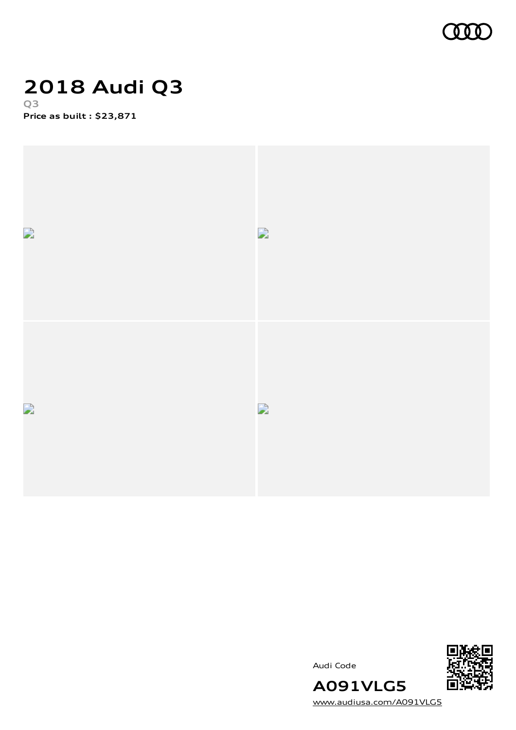# 2018 Audi Q3

Q3

**Price as built : $23,871**

Audi Code

**A091VLG5**

www.audiusa.com/A091VLG5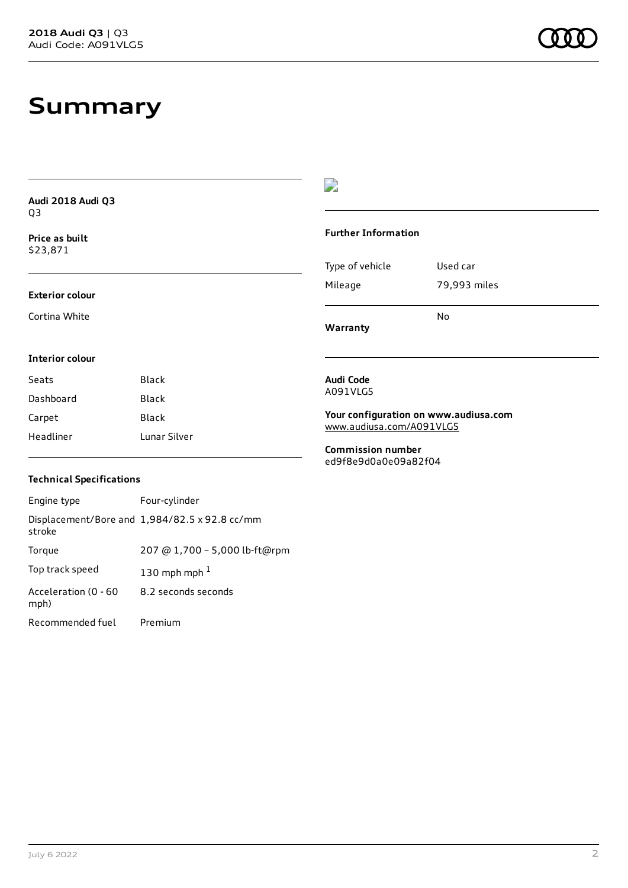# Summary

**Audi 2018 Audi Q3**
Q3

**Price as built**
$23,871

### Exterior colour

Cortina White

### Interior colour

| | |
|---|---|
| Seats | Black |
| Dashboard | Black |
| Carpet | Black |
| Headliner | Lunar Silver |

### Technical Specifications

| | |
|---|---|
| Engine type | Four-cylinder |
| Displacement/Bore and stroke | 1,984/82.5 x 92.8 cc/mm |
| Torque | 207 @ 1,700 – 5,000 lb-ft@rpm |
| Top track speed | 130 mph mph [1] |
| Acceleration (0 - 60 mph) | 8.2 seconds seconds |
| Recommended fuel | Premium |

### Further Information

| | |
|---|---|
| Type of vehicle | Used car |
| Mileage | 79,993 miles |
| Warranty | No |

**Audi Code**
A091VLG5

**Your configuration on www.audiusa.com**
www.audiusa.com/A091VLG5

**Commission number**
ed9f8e9d0a0e09a82f04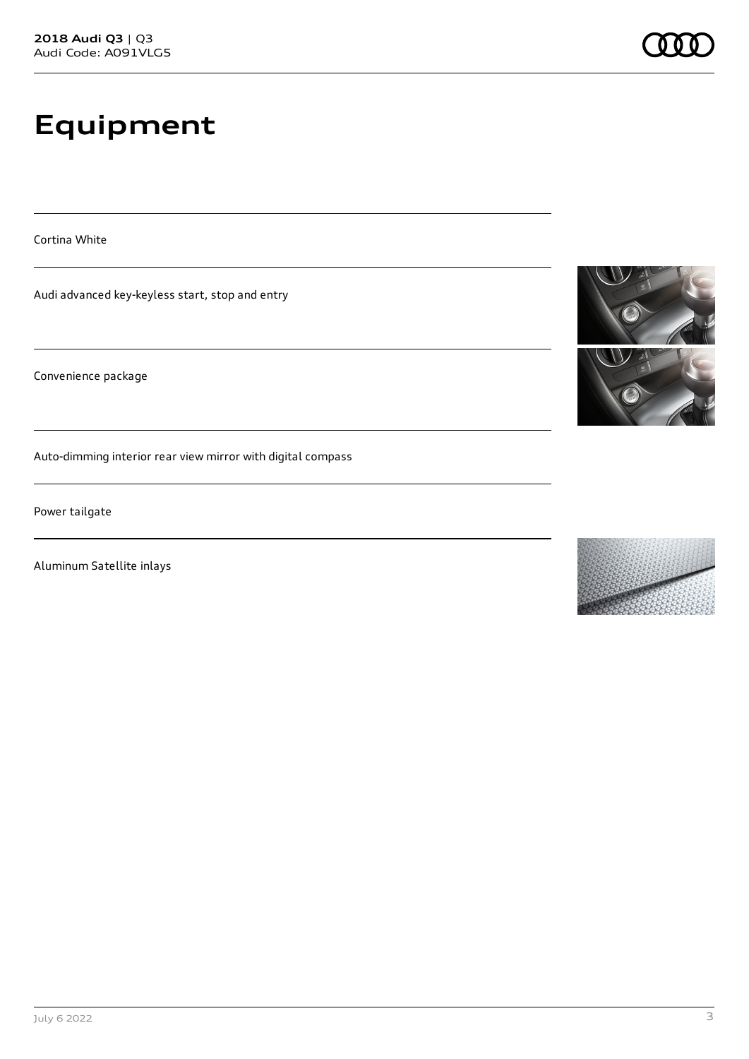# Equipment

Cortina White

Audi advanced key-keyless start, stop and entry

Convenience package

Auto-dimming interior rear view mirror with digital compass

Power tailgate

Aluminum Satellite inlays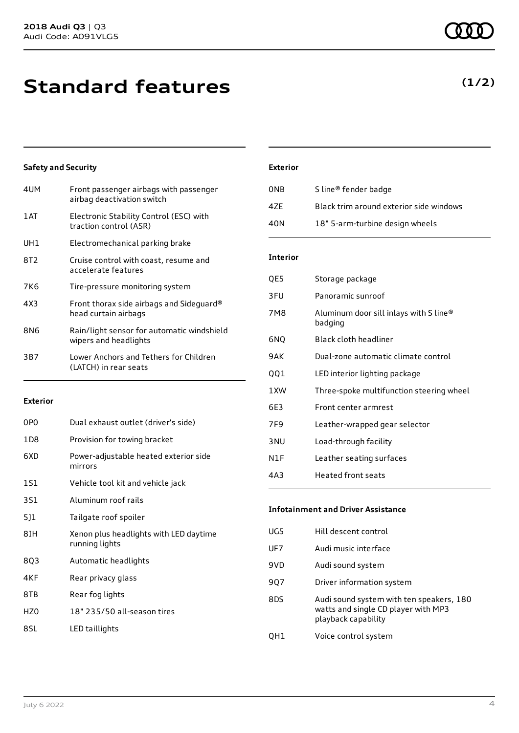# Standard features

**(1/2)**

### Safety and Security

| | |
|---|---|
| 4UM | Front passenger airbags with passenger airbag deactivation switch |
| 1AT | Electronic Stability Control (ESC) with traction control (ASR) |
| UH1 | Electromechanical parking brake |
| 8T2 | Cruise control with coast, resume and accelerate features |
| 7K6 | Tire-pressure monitoring system |
| 4X3 | Front thorax side airbags and Sideguard® head curtain airbags |
| 8N6 | Rain/light sensor for automatic windshield wipers and headlights |
| 3B7 | Lower Anchors and Tethers for Children (LATCH) in rear seats |

### Exterior

| | |
|---|---|
| 0P0 | Dual exhaust outlet (driver's side) |
| 1D8 | Provision for towing bracket |
| 6XD | Power-adjustable heated exterior side mirrors |
| 1S1 | Vehicle tool kit and vehicle jack |
| 3S1 | Aluminum roof rails |
| 5J1 | Tailgate roof spoiler |
| 8IH | Xenon plus headlights with LED daytime running lights |
| 8Q3 | Automatic headlights |
| 4KF | Rear privacy glass |
| 8TB | Rear fog lights |
| HZ0 | 18" 235/50 all-season tires |
| 8SL | LED taillights |

### Exterior

| | |
|---|---|
| 0NB | S line® fender badge |
| 4ZE | Black trim around exterior side windows |
| 40N | 18" 5-arm-turbine design wheels |

### Interior

| | |
|---|---|
| QE5 | Storage package |
| 3FU | Panoramic sunroof |
| 7M8 | Aluminum door sill inlays with S line® badging |
| 6NQ | Black cloth headliner |
| 9AK | Dual-zone automatic climate control |
| QQ1 | LED interior lighting package |
| 1XW | Three-spoke multifunction steering wheel |
| 6E3 | Front center armrest |
| 7F9 | Leather-wrapped gear selector |
| 3NU | Load-through facility |
| N1F | Leather seating surfaces |
| 4A3 | Heated front seats |

### Infotainment and Driver Assistance

| | |
|---|---|
| UG5 | Hill descent control |
| UF7 | Audi music interface |
| 9VD | Audi sound system |
| 9Q7 | Driver information system |
| 8DS | Audi sound system with ten speakers, 180 watts and single CD player with MP3 playback capability |
| QH1 | Voice control system |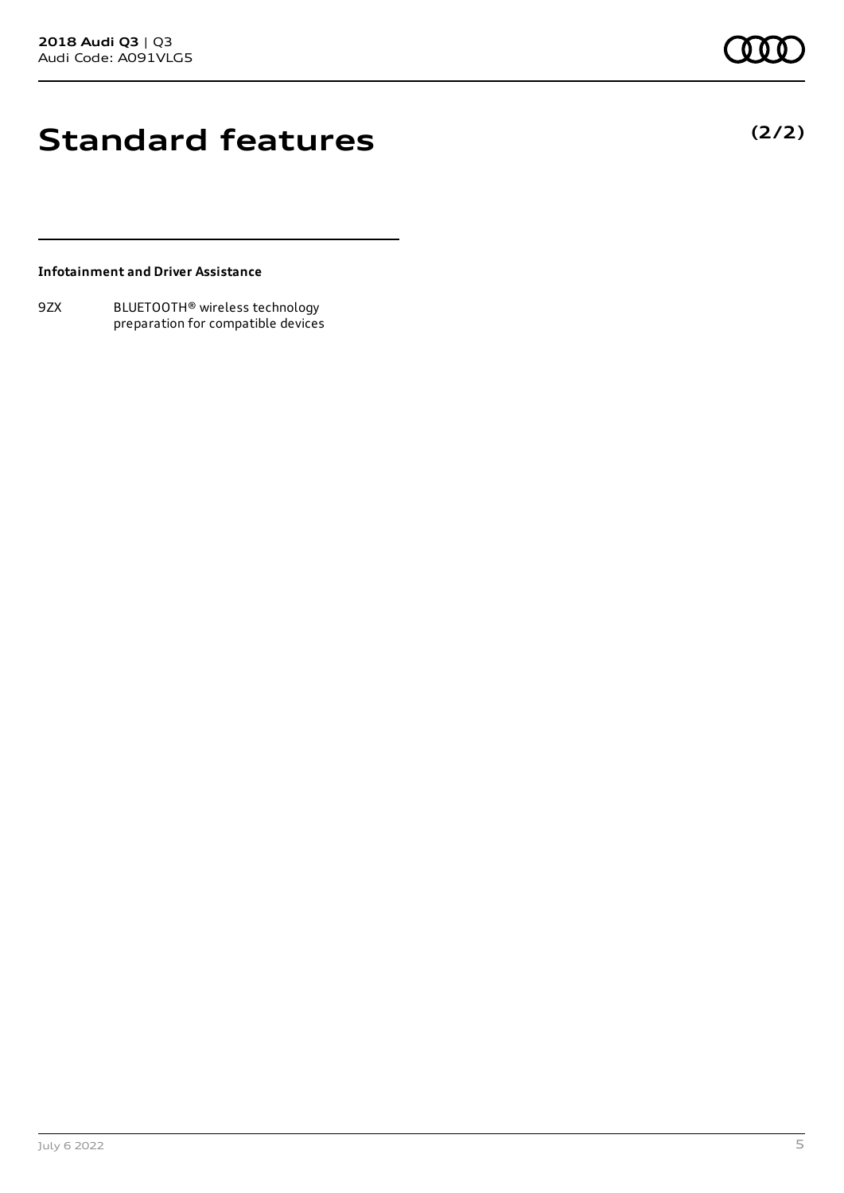# Standard features

**(2/2)**

**Infotainment and Driver Assistance**

| | |
|---|---|
| 9ZX | BLUETOOTH® wireless technology preparation for compatible devices |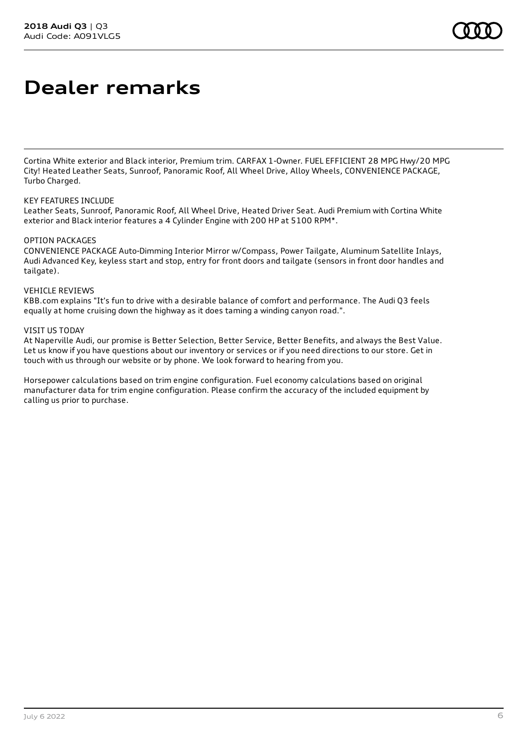# Dealer remarks

Cortina White exterior and Black interior, Premium trim. CARFAX 1-Owner. FUEL EFFICIENT 28 MPG Hwy/20 MPG City! Heated Leather Seats, Sunroof, Panoramic Roof, All Wheel Drive, Alloy Wheels, CONVENIENCE PACKAGE, Turbo Charged.

KEY FEATURES INCLUDE
Leather Seats, Sunroof, Panoramic Roof, All Wheel Drive, Heated Driver Seat. Audi Premium with Cortina White exterior and Black interior features a 4 Cylinder Engine with 200 HP at 5100 RPM*.

OPTION PACKAGES
CONVENIENCE PACKAGE Auto-Dimming Interior Mirror w/Compass, Power Tailgate, Aluminum Satellite Inlays, Audi Advanced Key, keyless start and stop, entry for front doors and tailgate (sensors in front door handles and tailgate).

VEHICLE REVIEWS
KBB.com explains "It's fun to drive with a desirable balance of comfort and performance. The Audi Q3 feels equally at home cruising down the highway as it does taming a winding canyon road.".

VISIT US TODAY
At Naperville Audi, our promise is Better Selection, Better Service, Better Benefits, and always the Best Value. Let us know if you have questions about our inventory or services or if you need directions to our store. Get in touch with us through our website or by phone. We look forward to hearing from you.

Horsepower calculations based on trim engine configuration. Fuel economy calculations based on original manufacturer data for trim engine configuration. Please confirm the accuracy of the included equipment by calling us prior to purchase.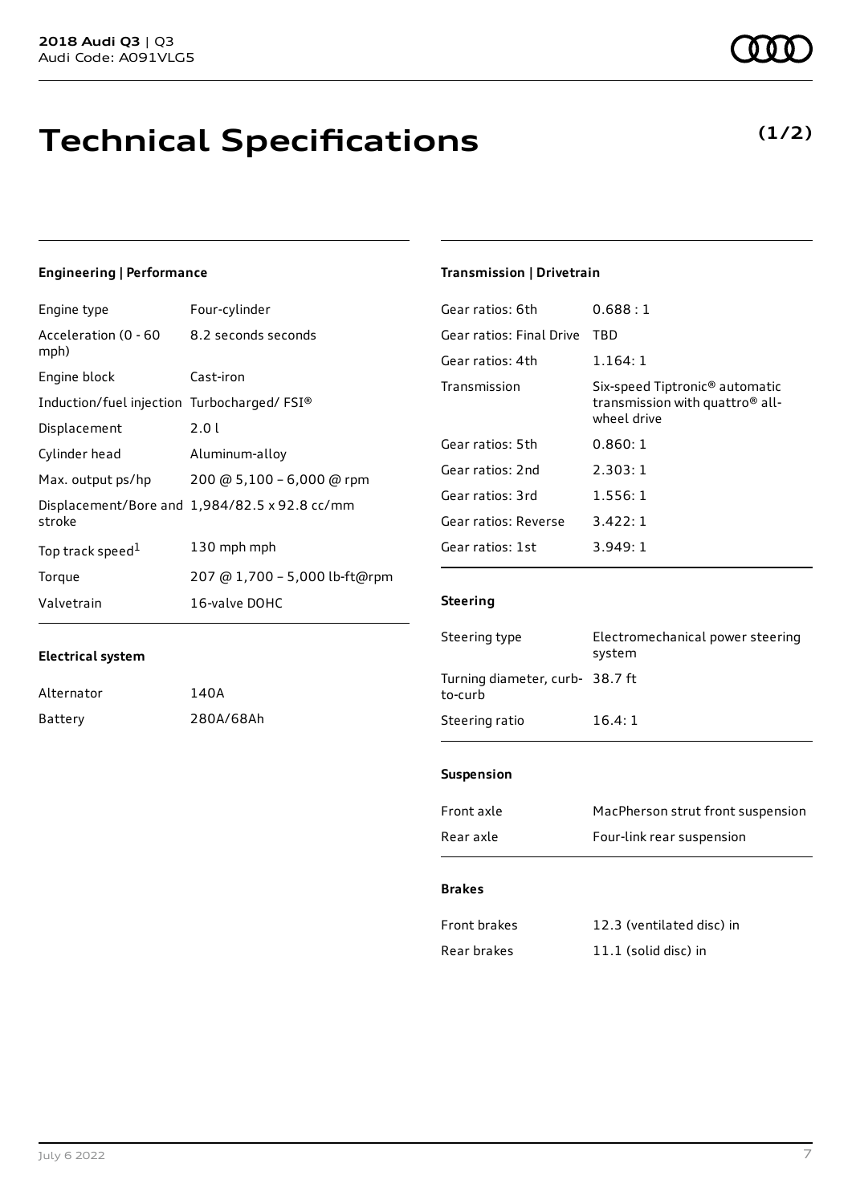**2018 Audi Q3** | Q3
Audi Code: A091VLG5

# Technical Specifications

**(1/2)**

### Engineering | Performance

| | |
|---|---|
| Engine type | Four-cylinder |
| Acceleration (0 - 60 mph) | 8.2 seconds seconds |
| Engine block | Cast-iron |
| Induction/fuel injection | Turbocharged/ FSI® |
| Displacement | 2.0 l |
| Cylinder head | Aluminum-alloy |
| Max. output ps/hp | 200 @ 5,100 – 6,000 @ rpm |
| Displacement/Bore and stroke | 1,984/82.5 x 92.8 cc/mm |
| Top track speed[1] | 130 mph mph |
| Torque | 207 @ 1,700 – 5,000 lb-ft@rpm |
| Valvetrain | 16-valve DOHC |

### Electrical system

| | |
|---|---|
| Alternator | 140A |
| Battery | 280A/68Ah |

### Transmission | Drivetrain

| | |
|---|---|
| Gear ratios: 6th | 0.688 : 1 |
| Gear ratios: Final Drive | TBD |
| Gear ratios: 4th | 1.164: 1 |
| Transmission | Six-speed Tiptronic® automatic transmission with quattro® all-wheel drive |
| Gear ratios: 5th | 0.860: 1 |
| Gear ratios: 2nd | 2.303: 1 |
| Gear ratios: 3rd | 1.556: 1 |
| Gear ratios: Reverse | 3.422: 1 |
| Gear ratios: 1st | 3.949: 1 |

### Steering

| | |
|---|---|
| Steering type | Electromechanical power steering system |
| Turning diameter, curb-to-curb | 38.7 ft |
| Steering ratio | 16.4: 1 |

### Suspension

| | |
|---|---|
| Front axle | MacPherson strut front suspension |
| Rear axle | Four-link rear suspension |

### Brakes

| | |
|---|---|
| Front brakes | 12.3 (ventilated disc) in |
| Rear brakes | 11.1 (solid disc) in |

July 6 2022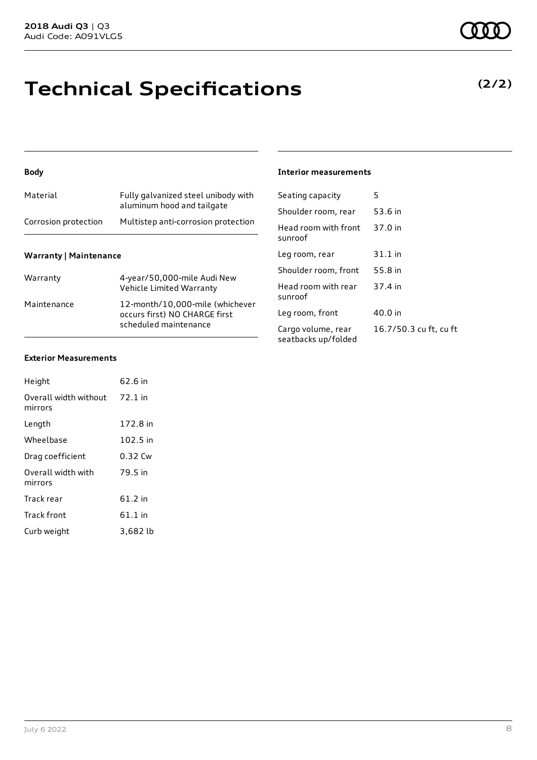# Technical Specifications

**(2/2)**

### Body

| Material | Fully galvanized steel unibody with aluminum hood and tailgate |
|---|---|
| Corrosion protection | Multistep anti-corrosion protection |

### Warranty | Maintenance

| Warranty | 4-year/50,000-mile Audi New Vehicle Limited Warranty |
|---|---|
| Maintenance | 12-month/10,000-mile (whichever occurs first) NO CHARGE first scheduled maintenance |

### Exterior Measurements

| Height | 62.6 in |
|---|---|
| Overall width without mirrors | 72.1 in |
| Length | 172.8 in |
| Wheelbase | 102.5 in |
| Drag coefficient | 0.32 Cw |
| Overall width with mirrors | 79.5 in |
| Track rear | 61.2 in |
| Track front | 61.1 in |
| Curb weight | 3,682 lb |

### Interior measurements

| Seating capacity | 5 |
|---|---|
| Shoulder room, rear | 53.6 in |
| Head room with front sunroof | 37.0 in |
| Leg room, rear | 31.1 in |
| Shoulder room, front | 55.8 in |
| Head room with rear sunroof | 37.4 in |
| Leg room, front | 40.0 in |
| Cargo volume, rear seatbacks up/folded | 16.7/50.3 cu ft, cu ft |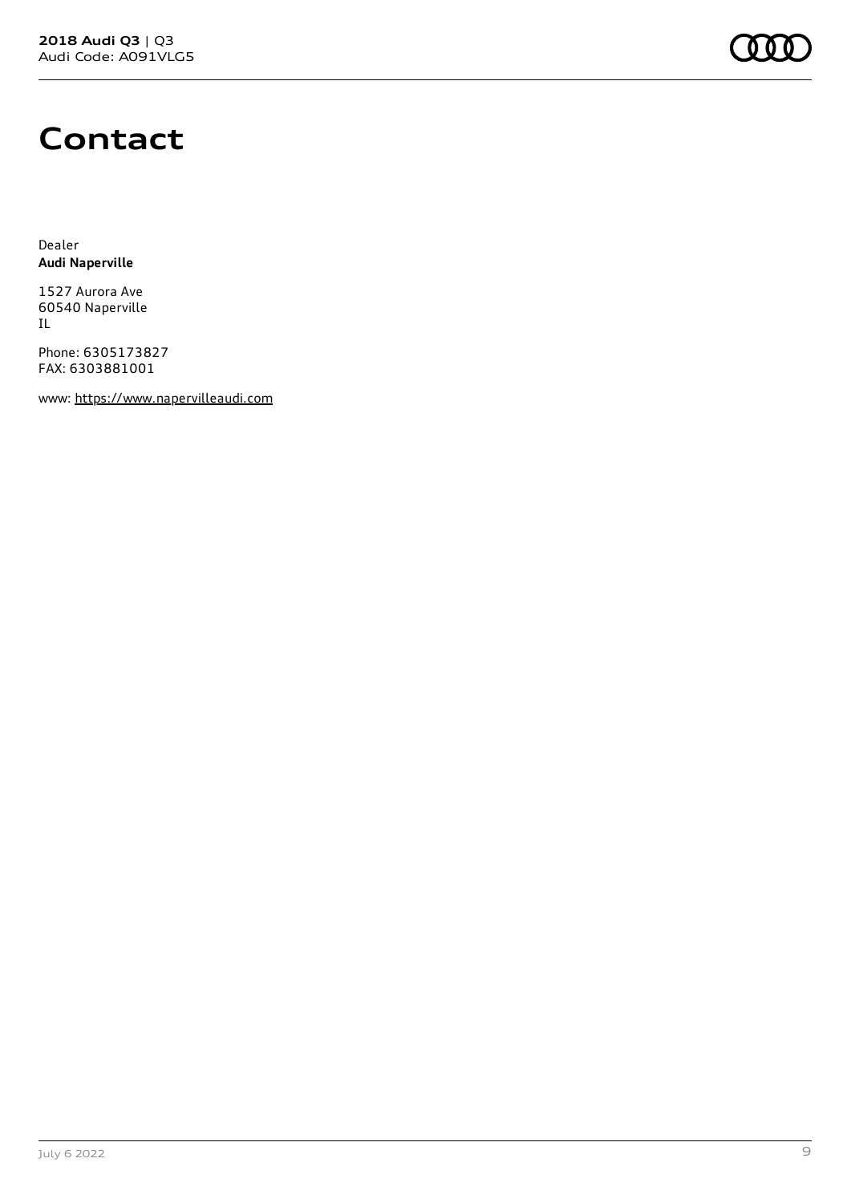# Contact

Dealer
**Audi Naperville**

1527 Aurora Ave
60540 Naperville
IL

Phone: 6305173827
FAX: 6303881001

www: https://www.napervilleaudi.com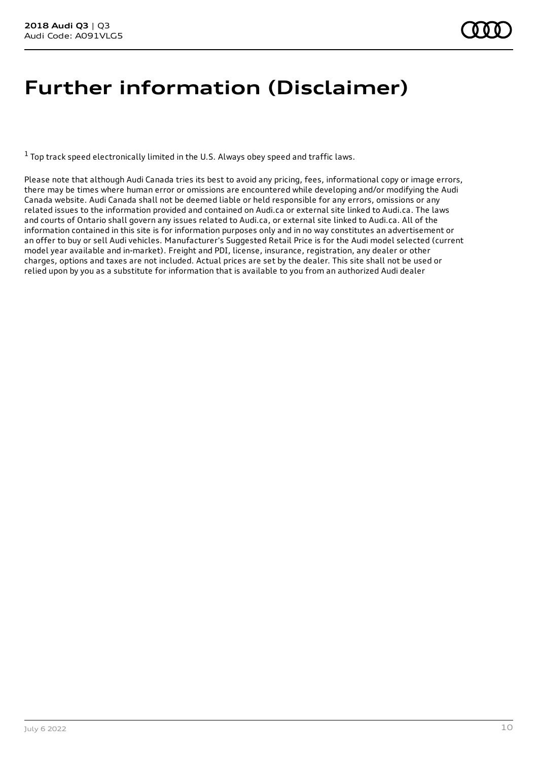# Further information (Disclaimer)

[1] Top track speed electronically limited in the U.S. Always obey speed and traffic laws.

Please note that although Audi Canada tries its best to avoid any pricing, fees, informational copy or image errors, there may be times where human error or omissions are encountered while developing and/or modifying the Audi Canada website. Audi Canada shall not be deemed liable or held responsible for any errors, omissions or any related issues to the information provided and contained on Audi.ca or external site linked to Audi.ca. The laws and courts of Ontario shall govern any issues related to Audi.ca, or external site linked to Audi.ca. All of the information contained in this site is for information purposes only and in no way constitutes an advertisement or an offer to buy or sell Audi vehicles. Manufacturer's Suggested Retail Price is for the Audi model selected (current model year available and in-market). Freight and PDI, license, insurance, registration, any dealer or other charges, options and taxes are not included. Actual prices are set by the dealer. This site shall not be used or relied upon by you as a substitute for information that is available to you from an authorized Audi dealer